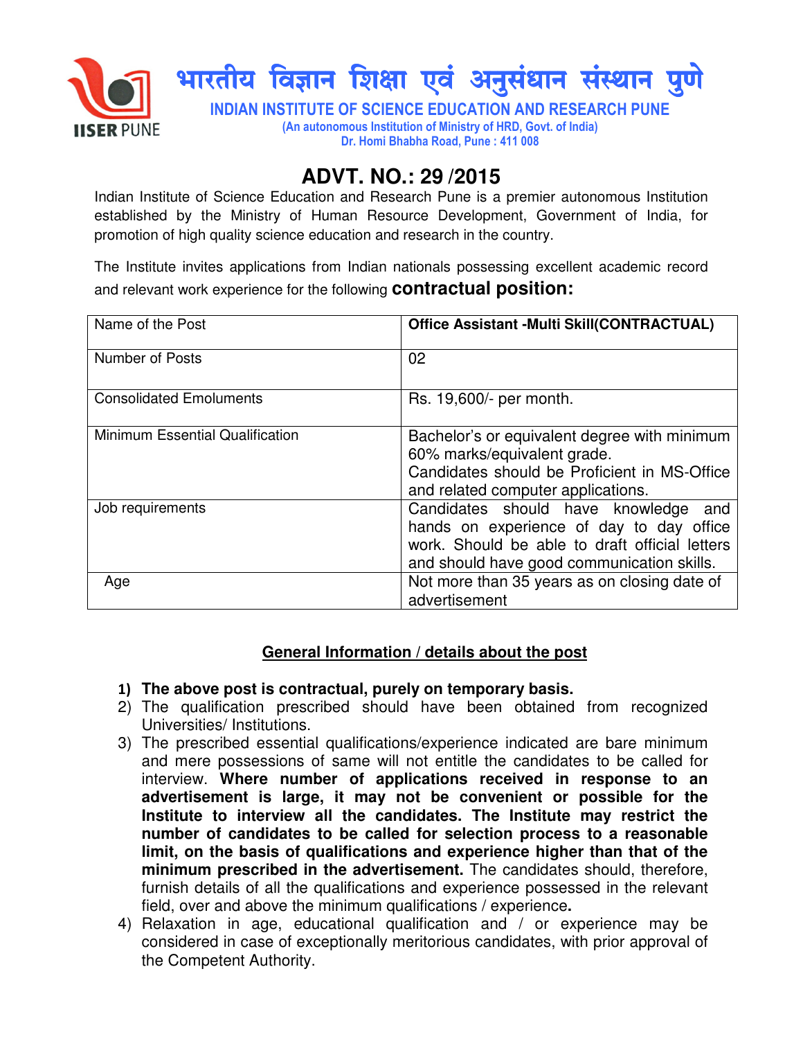# भारतीय विज्ञान शिक्षा एवं अनुसंधान संस्थान पुणे

**INDIAN INSTITUTE OF SCIENCE EDUCATION AND RESEARCH PUNE**

(An autonomous Institution of Ministry of HRD, Govt. of India)
Dr. Homi Bhabha Road, Pune : 411 008

## ADVT. NO.: 29 /2015

Indian Institute of Science Education and Research Pune is a premier autonomous Institution established by the Ministry of Human Resource Development, Government of India, for promotion of high quality science education and research in the country.

The Institute invites applications from Indian nationals possessing excellent academic record and relevant work experience for the following **contractual position:**

| Name of the Post | **Office Assistant -Multi Skill(CONTRACTUAL)** |
|---|---|
| Number of Posts | 02 |
| Consolidated Emoluments | Rs. 19,600/- per month. |
| Minimum Essential Qualification | Bachelor's or equivalent degree with minimum 60% marks/equivalent grade. Candidates should be Proficient in MS-Office and related computer applications. |
| Job requirements | Candidates should have knowledge and hands on experience of day to day office work. Should be able to draft official letters and should have good communication skills. |
| Age | Not more than 35 years as on closing date of advertisement |

### General Information / details about the post

1) **The above post is contractual, purely on temporary basis.**
2) The qualification prescribed should have been obtained from recognized Universities/ Institutions.
3) The prescribed essential qualifications/experience indicated are bare minimum and mere possessions of same will not entitle the candidates to be called for interview. **Where number of applications received in response to an advertisement is large, it may not be convenient or possible for the Institute to interview all the candidates. The Institute may restrict the number of candidates to be called for selection process to a reasonable limit, on the basis of qualifications and experience higher than that of the minimum prescribed in the advertisement.** The candidates should, therefore, furnish details of all the qualifications and experience possessed in the relevant field, over and above the minimum qualifications / experience**.**
4) Relaxation in age, educational qualification and / or experience may be considered in case of exceptionally meritorious candidates, with prior approval of the Competent Authority.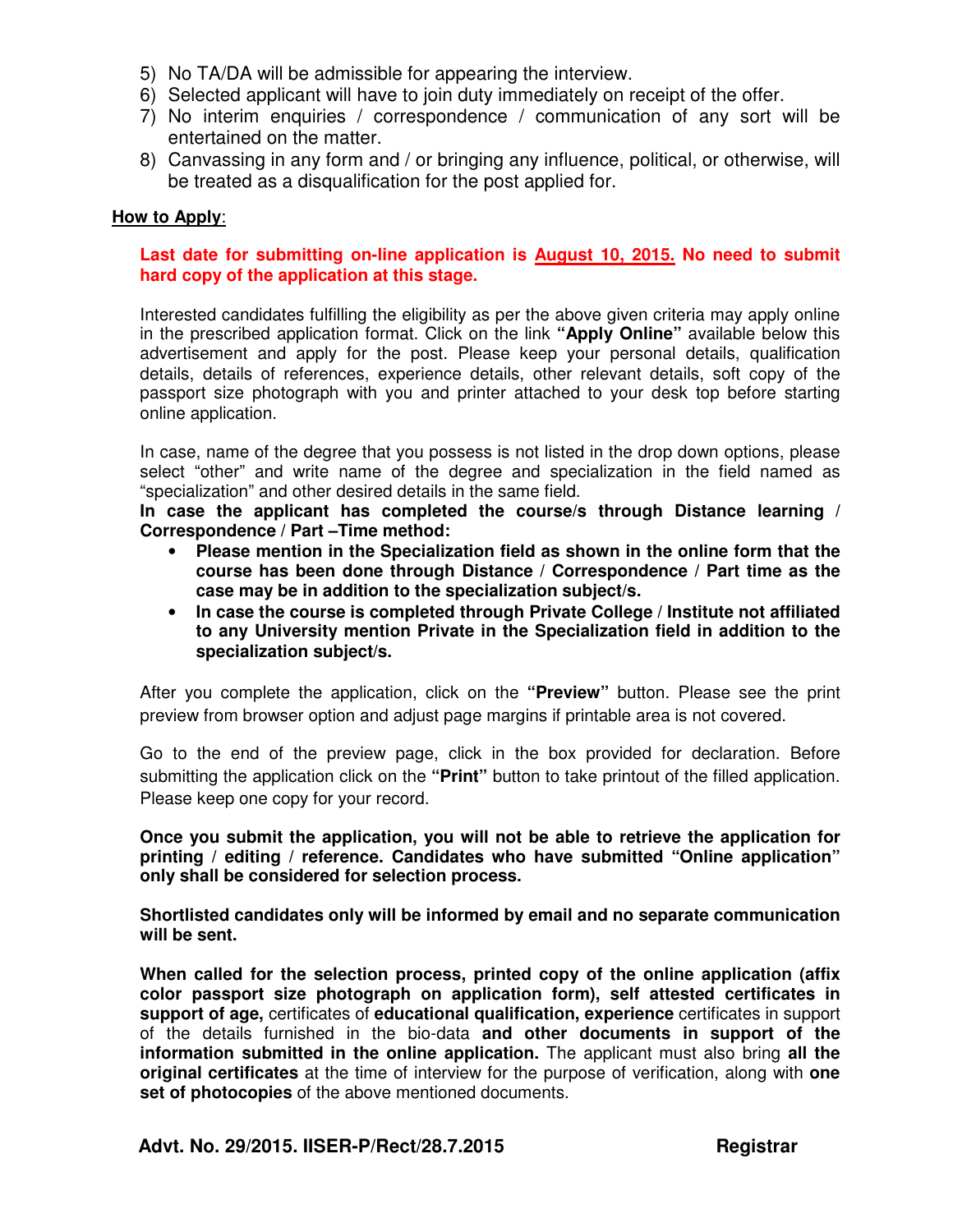5) No TA/DA will be admissible for appearing the interview.
6) Selected applicant will have to join duty immediately on receipt of the offer.
7) No interim enquiries / correspondence / communication of any sort will be entertained on the matter.
8) Canvassing in any form and / or bringing any influence, political, or otherwise, will be treated as a disqualification for the post applied for.

**How to Apply**:

**Last date for submitting on-line application is August 10, 2015. No need to submit hard copy of the application at this stage.**

Interested candidates fulfilling the eligibility as per the above given criteria may apply online in the prescribed application format. Click on the link **"Apply Online"** available below this advertisement and apply for the post. Please keep your personal details, qualification details, details of references, experience details, other relevant details, soft copy of the passport size photograph with you and printer attached to your desk top before starting online application.

In case, name of the degree that you possess is not listed in the drop down options, please select "other" and write name of the degree and specialization in the field named as "specialization" and other desired details in the same field.

**In case the applicant has completed the course/s through Distance learning / Correspondence / Part –Time method:**

- **Please mention in the Specialization field as shown in the online form that the course has been done through Distance / Correspondence / Part time as the case may be in addition to the specialization subject/s.**
- **In case the course is completed through Private College / Institute not affiliated to any University mention Private in the Specialization field in addition to the specialization subject/s.**

After you complete the application, click on the **"Preview"** button. Please see the print preview from browser option and adjust page margins if printable area is not covered.

Go to the end of the preview page, click in the box provided for declaration. Before submitting the application click on the **"Print"** button to take printout of the filled application. Please keep one copy for your record.

**Once you submit the application, you will not be able to retrieve the application for printing / editing / reference. Candidates who have submitted "Online application" only shall be considered for selection process.**

**Shortlisted candidates only will be informed by email and no separate communication will be sent.**

**When called for the selection process, printed copy of the online application (affix color passport size photograph on application form), self attested certificates in support of age,** certificates of **educational qualification, experience** certificates in support of the details furnished in the bio-data **and other documents in support of the information submitted in the online application.** The applicant must also bring **all the original certificates** at the time of interview for the purpose of verification, along with **one set of photocopies** of the above mentioned documents.

**Advt. No. 29/2015. IISER-P/Rect/28.7.2015** **Registrar**